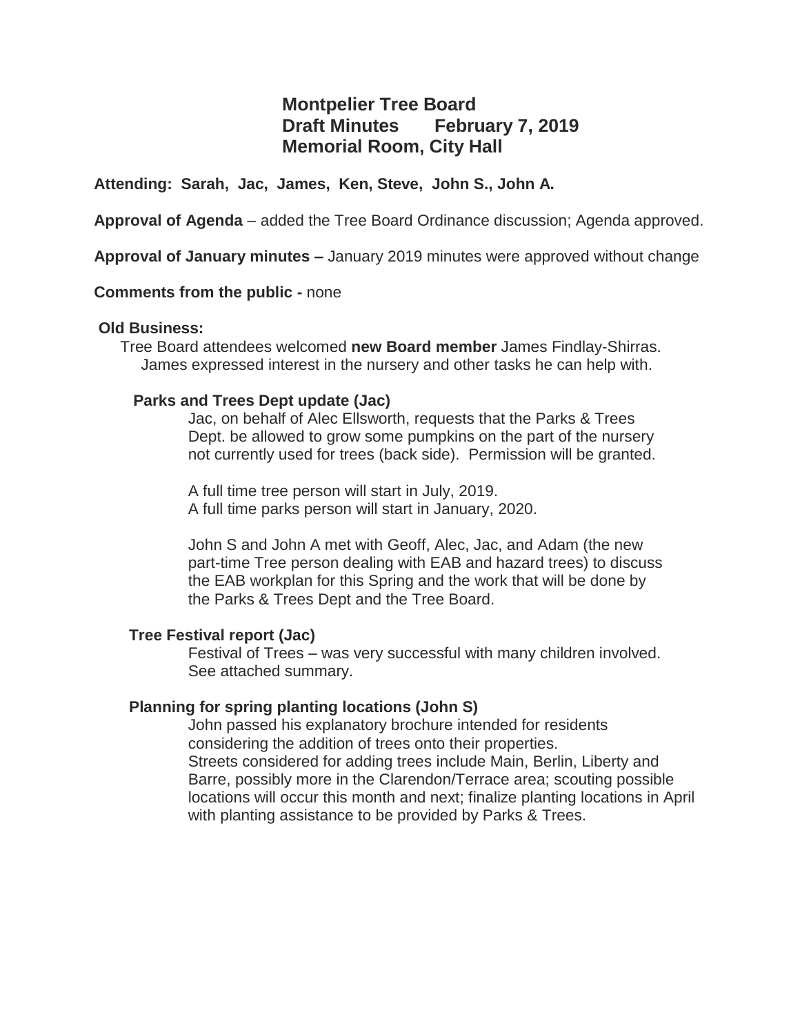# Montpelier Tree Board
## Draft Minutes February 7, 2019
## Memorial Room, City Hall

**Attending: Sarah, Jac, James, Ken, Steve, John S., John A.**

**Approval of Agenda** – added the Tree Board Ordinance discussion; Agenda approved.

**Approval of January minutes –** January 2019 minutes were approved without change

**Comments from the public -** none

**Old Business:**

Tree Board attendees welcomed **new Board member** James Findlay-Shirras. James expressed interest in the nursery and other tasks he can help with.

**Parks and Trees Dept update (Jac)**

Jac, on behalf of Alec Ellsworth, requests that the Parks & Trees Dept. be allowed to grow some pumpkins on the part of the nursery not currently used for trees (back side). Permission will be granted.

A full time tree person will start in July, 2019.
A full time parks person will start in January, 2020.

John S and John A met with Geoff, Alec, Jac, and Adam (the new part-time Tree person dealing with EAB and hazard trees) to discuss the EAB workplan for this Spring and the work that will be done by the Parks & Trees Dept and the Tree Board.

**Tree Festival report (Jac)**

Festival of Trees – was very successful with many children involved. See attached summary.

**Planning for spring planting locations (John S)**

John passed his explanatory brochure intended for residents considering the addition of trees onto their properties.
Streets considered for adding trees include Main, Berlin, Liberty and Barre, possibly more in the Clarendon/Terrace area; scouting possible locations will occur this month and next; finalize planting locations in April with planting assistance to be provided by Parks & Trees.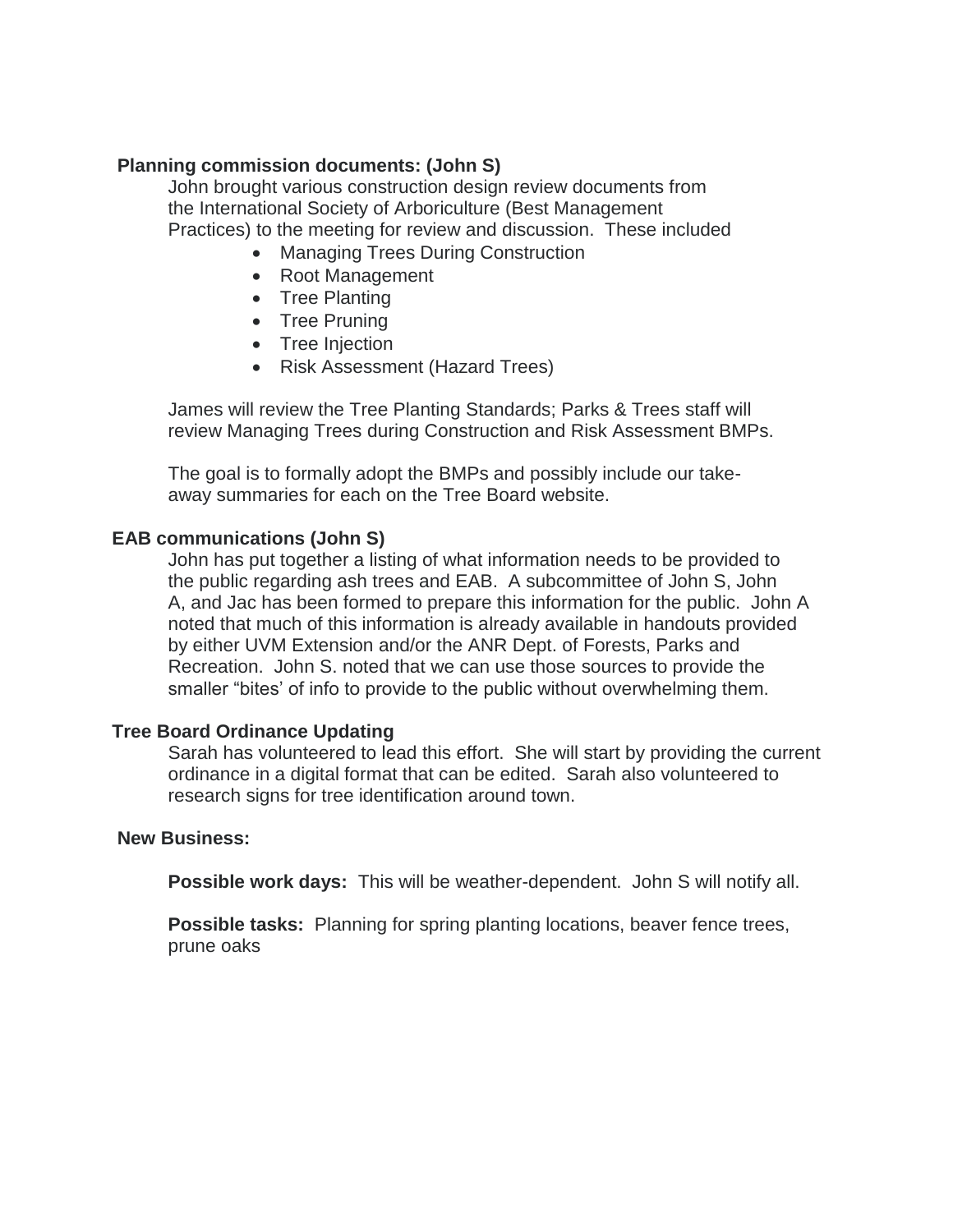**Planning commission documents: (John S)**

John brought various construction design review documents from the International Society of Arboriculture (Best Management Practices) to the meeting for review and discussion. These included

- Managing Trees During Construction
- Root Management
- Tree Planting
- Tree Pruning
- Tree Injection
- Risk Assessment (Hazard Trees)

James will review the Tree Planting Standards; Parks & Trees staff will review Managing Trees during Construction and Risk Assessment BMPs.

The goal is to formally adopt the BMPs and possibly include our take-away summaries for each on the Tree Board website.

**EAB communications (John S)**

John has put together a listing of what information needs to be provided to the public regarding ash trees and EAB. A subcommittee of John S, John A, and Jac has been formed to prepare this information for the public. John A noted that much of this information is already available in handouts provided by either UVM Extension and/or the ANR Dept. of Forests, Parks and Recreation. John S. noted that we can use those sources to provide the smaller "bites' of info to provide to the public without overwhelming them.

**Tree Board Ordinance Updating**

Sarah has volunteered to lead this effort. She will start by providing the current ordinance in a digital format that can be edited. Sarah also volunteered to research signs for tree identification around town.

**New Business:**

**Possible work days:** This will be weather-dependent. John S will notify all.

**Possible tasks:** Planning for spring planting locations, beaver fence trees, prune oaks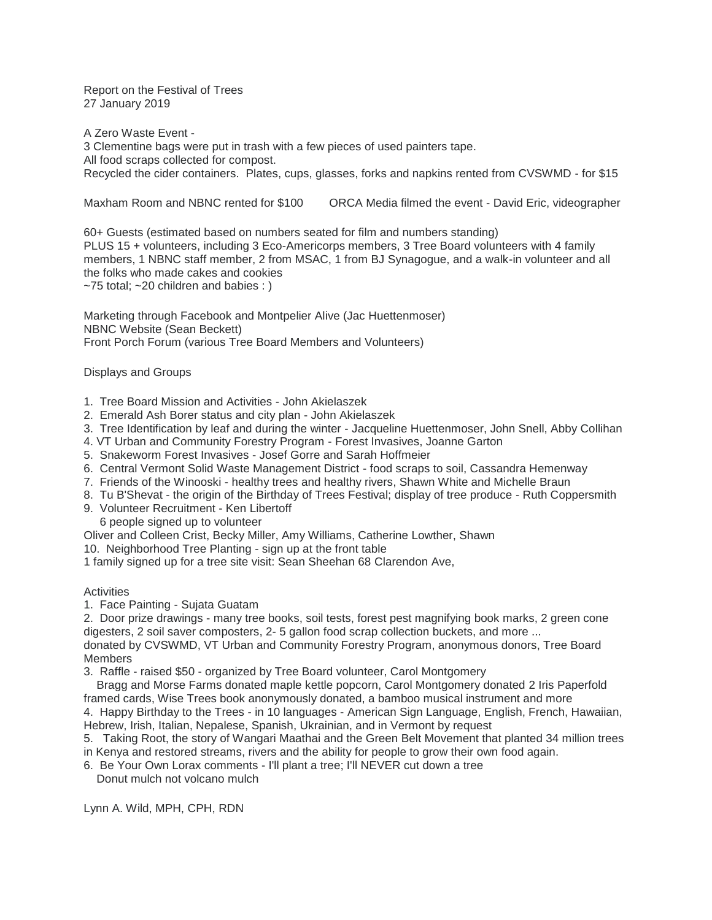Report on the Festival of Trees
27 January 2019

A Zero Waste Event -
3 Clementine bags were put in trash with a few pieces of used painters tape.
All food scraps collected for compost.
Recycled the cider containers. Plates, cups, glasses, forks and napkins rented from CVSWMD - for $15

Maxham Room and NBNC rented for $100    ORCA Media filmed the event - David Eric, videographer

60+ Guests (estimated based on numbers seated for film and numbers standing)
PLUS 15 + volunteers, including 3 Eco-Americorps members, 3 Tree Board volunteers with 4 family members, 1 NBNC staff member, 2 from MSAC, 1 from BJ Synagogue, and a walk-in volunteer and all the folks who made cakes and cookies
~75 total; ~20 children and babies : )

Marketing through Facebook and Montpelier Alive (Jac Huettenmoser)
NBNC Website (Sean Beckett)
Front Porch Forum (various Tree Board Members and Volunteers)

Displays and Groups

1. Tree Board Mission and Activities - John Akielaszek
2. Emerald Ash Borer status and city plan - John Akielaszek
3. Tree Identification by leaf and during the winter - Jacqueline Huettenmoser, John Snell, Abby Collihan
4. VT Urban and Community Forestry Program - Forest Invasives, Joanne Garton
5. Snakeworm Forest Invasives - Josef Gorre and Sarah Hoffmeier
6. Central Vermont Solid Waste Management District - food scraps to soil, Cassandra Hemenway
7. Friends of the Winooski - healthy trees and healthy rivers, Shawn White and Michelle Braun
8. Tu B'Shevat - the origin of the Birthday of Trees Festival; display of tree produce - Ruth Coppersmith
9. Volunteer Recruitment - Ken Libertoff
   6 people signed up to volunteer

Oliver and Colleen Crist, Becky Miller, Amy Williams, Catherine Lowther, Shawn

10. Neighborhood Tree Planting - sign up at the front table

1 family signed up for a tree site visit: Sean Sheehan 68 Clarendon Ave,

Activities

1. Face Painting - Sujata Guatam
2. Door prize drawings - many tree books, soil tests, forest pest magnifying book marks, 2 green cone digesters, 2 soil saver composters, 2- 5 gallon food scrap collection buckets, and more ...
   donated by CVSWMD, VT Urban and Community Forestry Program, anonymous donors, Tree Board Members
3. Raffle - raised $50 - organized by Tree Board volunteer, Carol Montgomery
   Bragg and Morse Farms donated maple kettle popcorn, Carol Montgomery donated 2 Iris Paperfold framed cards, Wise Trees book anonymously donated, a bamboo musical instrument and more
4. Happy Birthday to the Trees - in 10 languages - American Sign Language, English, French, Hawaiian, Hebrew, Irish, Italian, Nepalese, Spanish, Ukrainian, and in Vermont by request
5. Taking Root, the story of Wangari Maathai and the Green Belt Movement that planted 34 million trees in Kenya and restored streams, rivers and the ability for people to grow their own food again.
6. Be Your Own Lorax comments - I'll plant a tree; I'll NEVER cut down a tree
   Donut mulch not volcano mulch

Lynn A. Wild, MPH, CPH, RDN